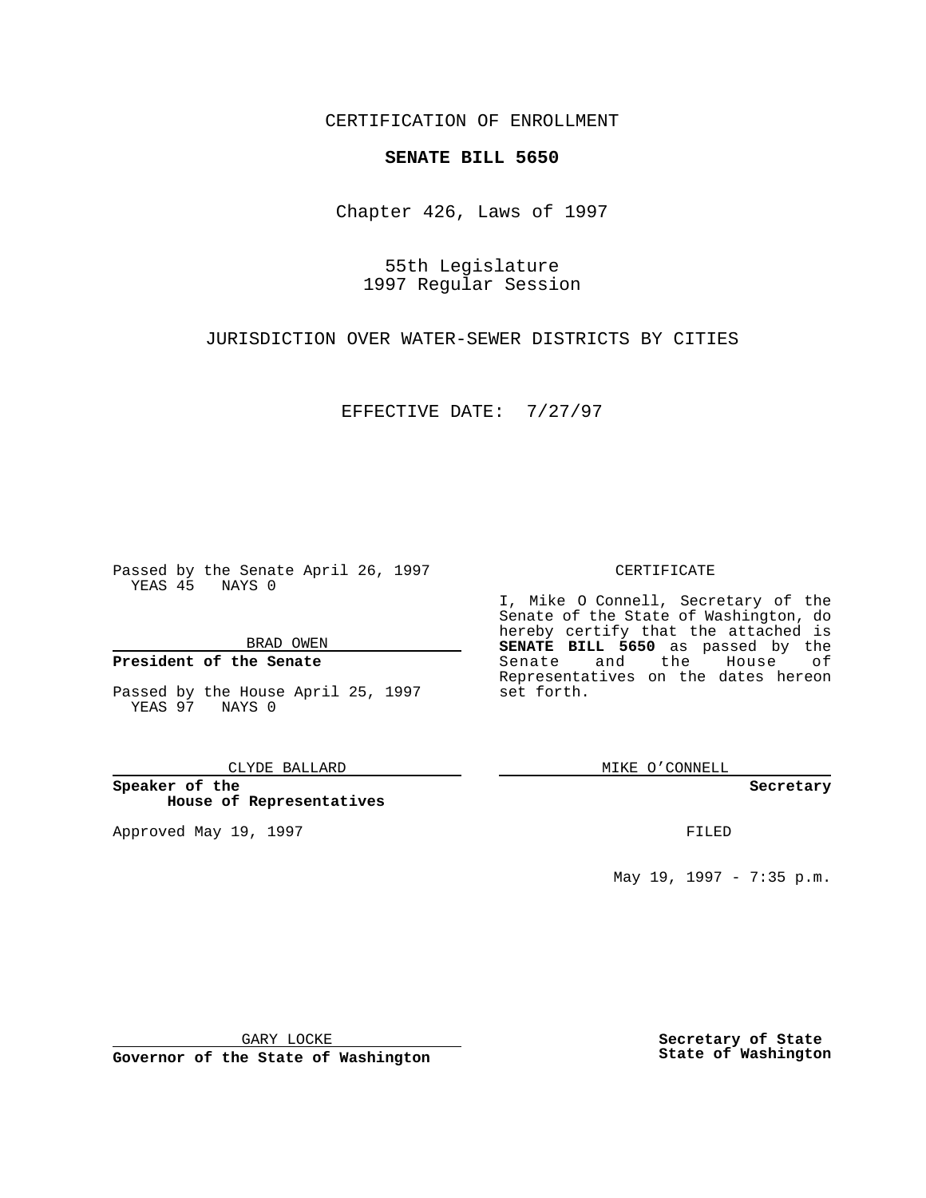CERTIFICATION OF ENROLLMENT

**SENATE BILL 5650**

Chapter 426, Laws of 1997

55th Legislature
1997 Regular Session

JURISDICTION OVER WATER-SEWER DISTRICTS BY CITIES

EFFECTIVE DATE: 7/27/97

Passed by the Senate April 26, 1997
YEAS 45 NAYS 0

BRAD OWEN

**President of the Senate**

Passed by the House April 25, 1997
YEAS 97 NAYS 0

CLYDE BALLARD

**Speaker of the House of Representatives**

Approved May 19, 1997

GARY LOCKE

**Governor of the State of Washington**

CERTIFICATE

I, Mike O Connell, Secretary of the Senate of the State of Washington, do hereby certify that the attached is **SENATE BILL 5650** as passed by the Senate and the House of Representatives on the dates hereon set forth.

MIKE O'CONNELL

**Secretary**

FILED

May 19, 1997 - 7:35 p.m.

**Secretary of State**
**State of Washington**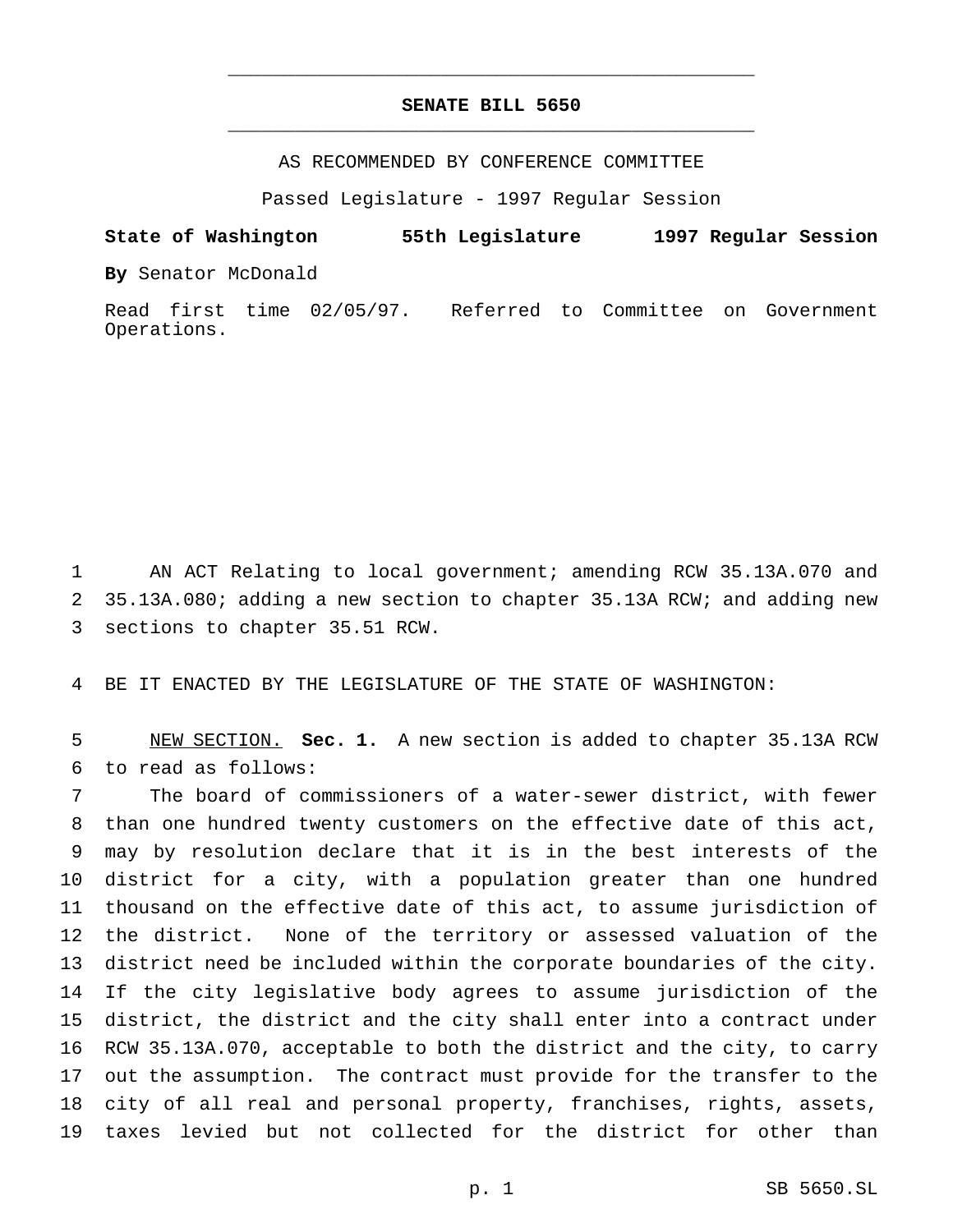# SENATE BILL 5650

AS RECOMMENDED BY CONFERENCE COMMITTEE

Passed Legislature - 1997 Regular Session

**State of Washington 55th Legislature 1997 Regular Session**

**By** Senator McDonald

Read first time 02/05/97. Referred to Committee on Government Operations.

AN ACT Relating to local government; amending RCW 35.13A.070 and 35.13A.080; adding a new section to chapter 35.13A RCW; and adding new sections to chapter 35.51 RCW.

BE IT ENACTED BY THE LEGISLATURE OF THE STATE OF WASHINGTON:

NEW SECTION. **Sec. 1.** A new section is added to chapter 35.13A RCW to read as follows:

The board of commissioners of a water-sewer district, with fewer than one hundred twenty customers on the effective date of this act, may by resolution declare that it is in the best interests of the district for a city, with a population greater than one hundred thousand on the effective date of this act, to assume jurisdiction of the district. None of the territory or assessed valuation of the district need be included within the corporate boundaries of the city. If the city legislative body agrees to assume jurisdiction of the district, the district and the city shall enter into a contract under RCW 35.13A.070, acceptable to both the district and the city, to carry out the assumption. The contract must provide for the transfer to the city of all real and personal property, franchises, rights, assets, taxes levied but not collected for the district for other than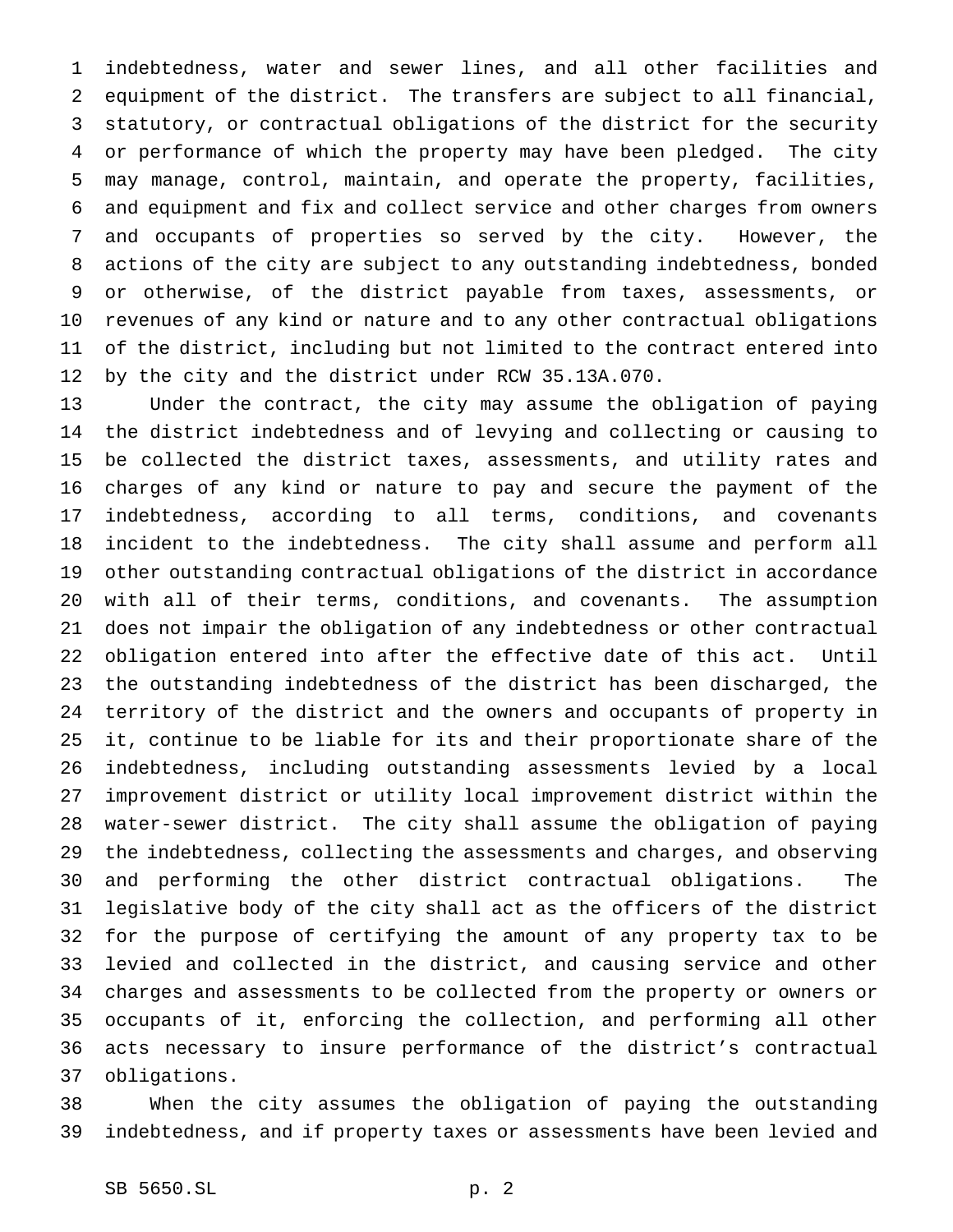indebtedness, water and sewer lines, and all other facilities and equipment of the district. The transfers are subject to all financial, statutory, or contractual obligations of the district for the security or performance of which the property may have been pledged. The city may manage, control, maintain, and operate the property, facilities, and equipment and fix and collect service and other charges from owners and occupants of properties so served by the city. However, the actions of the city are subject to any outstanding indebtedness, bonded or otherwise, of the district payable from taxes, assessments, or revenues of any kind or nature and to any other contractual obligations of the district, including but not limited to the contract entered into by the city and the district under RCW 35.13A.070.

Under the contract, the city may assume the obligation of paying the district indebtedness and of levying and collecting or causing to be collected the district taxes, assessments, and utility rates and charges of any kind or nature to pay and secure the payment of the indebtedness, according to all terms, conditions, and covenants incident to the indebtedness. The city shall assume and perform all other outstanding contractual obligations of the district in accordance with all of their terms, conditions, and covenants. The assumption does not impair the obligation of any indebtedness or other contractual obligation entered into after the effective date of this act. Until the outstanding indebtedness of the district has been discharged, the territory of the district and the owners and occupants of property in it, continue to be liable for its and their proportionate share of the indebtedness, including outstanding assessments levied by a local improvement district or utility local improvement district within the water-sewer district. The city shall assume the obligation of paying the indebtedness, collecting the assessments and charges, and observing and performing the other district contractual obligations. The legislative body of the city shall act as the officers of the district for the purpose of certifying the amount of any property tax to be levied and collected in the district, and causing service and other charges and assessments to be collected from the property or owners or occupants of it, enforcing the collection, and performing all other acts necessary to insure performance of the district's contractual obligations.

When the city assumes the obligation of paying the outstanding indebtedness, and if property taxes or assessments have been levied and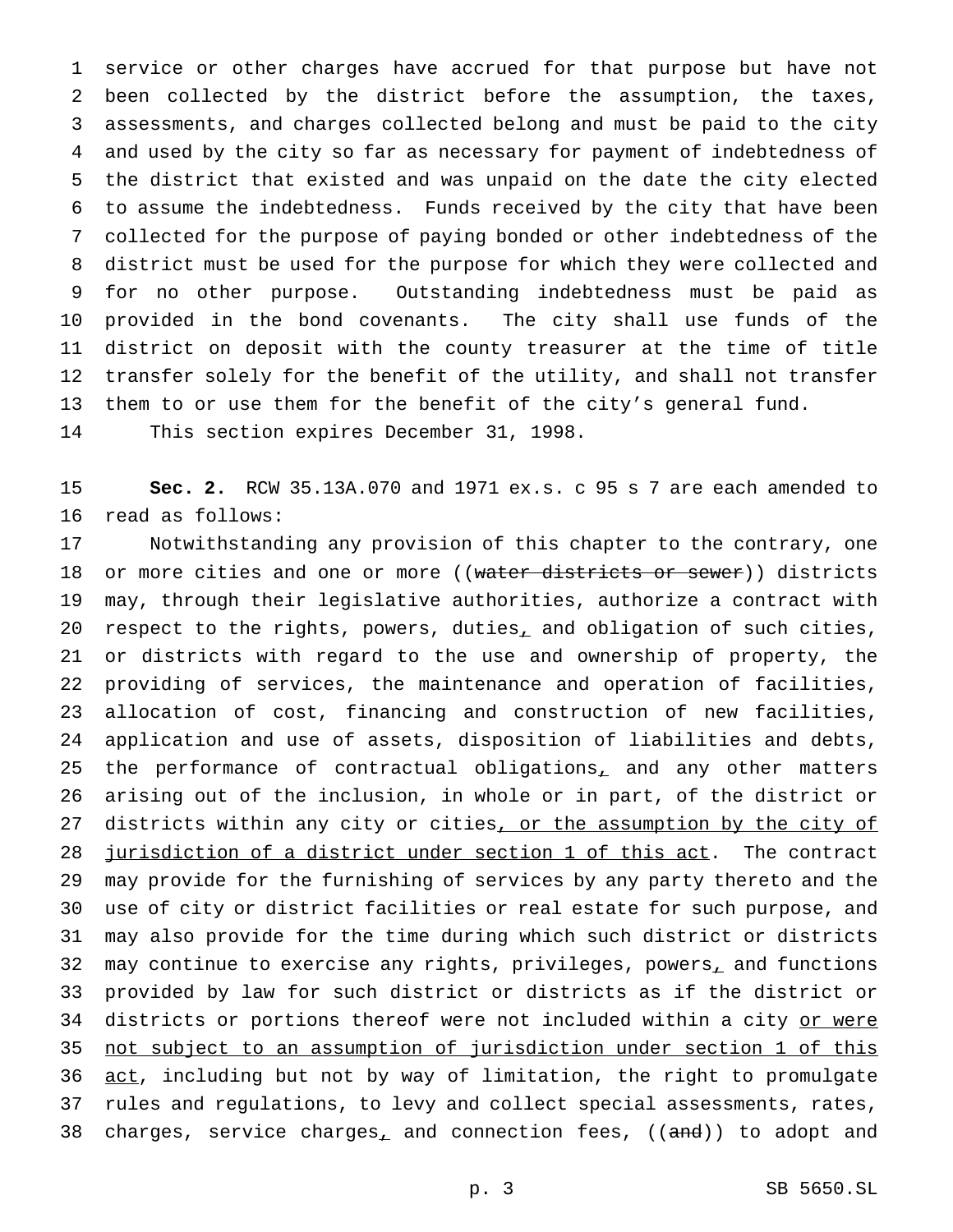service or other charges have accrued for that purpose but have not been collected by the district before the assumption, the taxes, assessments, and charges collected belong and must be paid to the city and used by the city so far as necessary for payment of indebtedness of the district that existed and was unpaid on the date the city elected to assume the indebtedness. Funds received by the city that have been collected for the purpose of paying bonded or other indebtedness of the district must be used for the purpose for which they were collected and for no other purpose. Outstanding indebtedness must be paid as provided in the bond covenants. The city shall use funds of the district on deposit with the county treasurer at the time of title transfer solely for the benefit of the utility, and shall not transfer them to or use them for the benefit of the city's general fund.

This section expires December 31, 1998.

**Sec. 2.** RCW 35.13A.070 and 1971 ex.s. c 95 s 7 are each amended to read as follows:

Notwithstanding any provision of this chapter to the contrary, one or more cities and one or more ((~~water districts or sewer~~)) districts may, through their legislative authorities, authorize a contract with respect to the rights, powers, duties, and obligation of such cities, or districts with regard to the use and ownership of property, the providing of services, the maintenance and operation of facilities, allocation of cost, financing and construction of new facilities, application and use of assets, disposition of liabilities and debts, the performance of contractual obligations, and any other matters arising out of the inclusion, in whole or in part, of the district or districts within any city or cities<u>, or the assumption by the city of jurisdiction of a district under section 1 of this act</u>. The contract may provide for the furnishing of services by any party thereto and the use of city or district facilities or real estate for such purpose, and may also provide for the time during which such district or districts may continue to exercise any rights, privileges, powers, and functions provided by law for such district or districts as if the district or districts or portions thereof were not included within a city <u>or were not subject to an assumption of jurisdiction under section 1 of this act</u>, including but not by way of limitation, the right to promulgate rules and regulations, to levy and collect special assessments, rates, charges, service charges, and connection fees, ((~~and~~)) to adopt and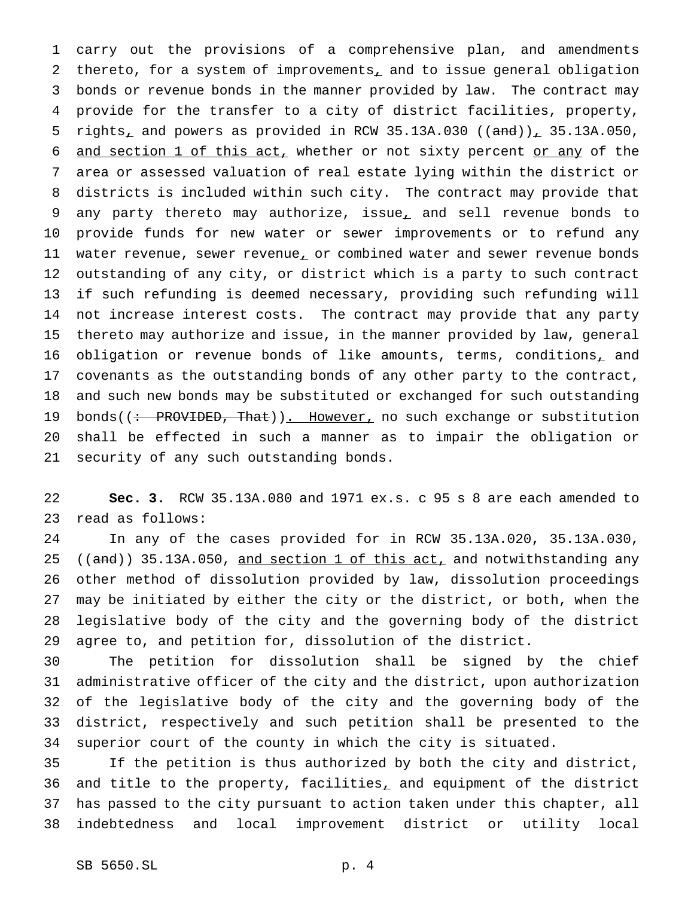carry out the provisions of a comprehensive plan, and amendments thereto, for a system of improvements, and to issue general obligation bonds or revenue bonds in the manner provided by law. The contract may provide for the transfer to a city of district facilities, property, rights, and powers as provided in RCW 35.13A.030 ((and)), 35.13A.050, and section 1 of this act, whether or not sixty percent or any of the area or assessed valuation of real estate lying within the district or districts is included within such city. The contract may provide that any party thereto may authorize, issue, and sell revenue bonds to provide funds for new water or sewer improvements or to refund any water revenue, sewer revenue, or combined water and sewer revenue bonds outstanding of any city, or district which is a party to such contract if such refunding is deemed necessary, providing such refunding will not increase interest costs. The contract may provide that any party thereto may authorize and issue, in the manner provided by law, general obligation or revenue bonds of like amounts, terms, conditions, and covenants as the outstanding bonds of any other party to the contract, and such new bonds may be substituted or exchanged for such outstanding bonds((~~: PROVIDED, That~~)). However, no such exchange or substitution shall be effected in such a manner as to impair the obligation or security of any such outstanding bonds.

**Sec. 3.** RCW 35.13A.080 and 1971 ex.s. c 95 s 8 are each amended to read as follows:

In any of the cases provided for in RCW 35.13A.020, 35.13A.030, ((~~and~~)) 35.13A.050, and section 1 of this act, and notwithstanding any other method of dissolution provided by law, dissolution proceedings may be initiated by either the city or the district, or both, when the legislative body of the city and the governing body of the district agree to, and petition for, dissolution of the district.

The petition for dissolution shall be signed by the chief administrative officer of the city and the district, upon authorization of the legislative body of the city and the governing body of the district, respectively and such petition shall be presented to the superior court of the county in which the city is situated.

If the petition is thus authorized by both the city and district, and title to the property, facilities, and equipment of the district has passed to the city pursuant to action taken under this chapter, all indebtedness and local improvement district or utility local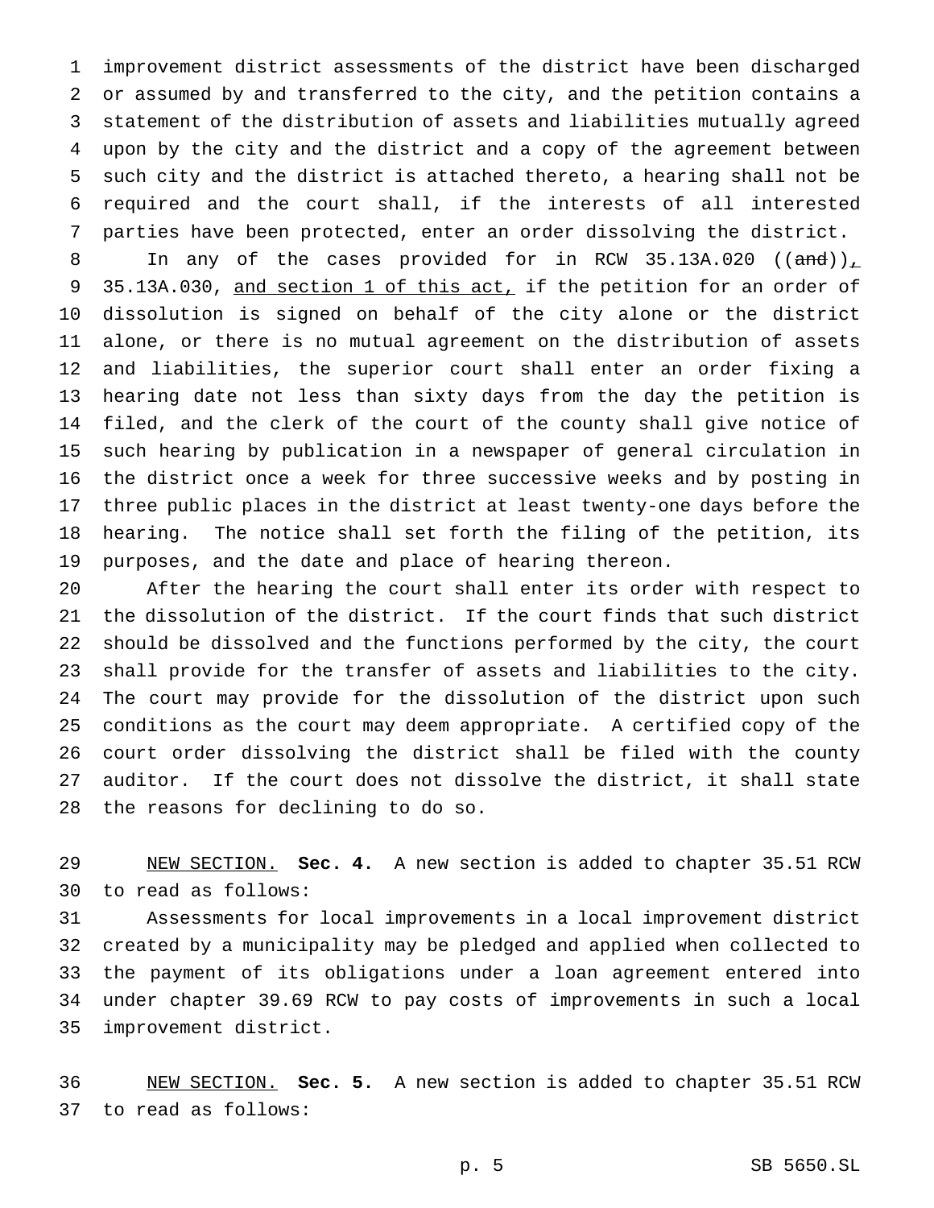improvement district assessments of the district have been discharged or assumed by and transferred to the city, and the petition contains a statement of the distribution of assets and liabilities mutually agreed upon by the city and the district and a copy of the agreement between such city and the district is attached thereto, a hearing shall not be required and the court shall, if the interests of all interested parties have been protected, enter an order dissolving the district.

In any of the cases provided for in RCW 35.13A.020 ((~~and~~)), 35.13A.030, and section 1 of this act, if the petition for an order of dissolution is signed on behalf of the city alone or the district alone, or there is no mutual agreement on the distribution of assets and liabilities, the superior court shall enter an order fixing a hearing date not less than sixty days from the day the petition is filed, and the clerk of the court of the county shall give notice of such hearing by publication in a newspaper of general circulation in the district once a week for three successive weeks and by posting in three public places in the district at least twenty-one days before the hearing. The notice shall set forth the filing of the petition, its purposes, and the date and place of hearing thereon.

After the hearing the court shall enter its order with respect to the dissolution of the district. If the court finds that such district should be dissolved and the functions performed by the city, the court shall provide for the transfer of assets and liabilities to the city. The court may provide for the dissolution of the district upon such conditions as the court may deem appropriate. A certified copy of the court order dissolving the district shall be filed with the county auditor. If the court does not dissolve the district, it shall state the reasons for declining to do so.

NEW SECTION. **Sec. 4.** A new section is added to chapter 35.51 RCW to read as follows:

Assessments for local improvements in a local improvement district created by a municipality may be pledged and applied when collected to the payment of its obligations under a loan agreement entered into under chapter 39.69 RCW to pay costs of improvements in such a local improvement district.

NEW SECTION. **Sec. 5.** A new section is added to chapter 35.51 RCW to read as follows: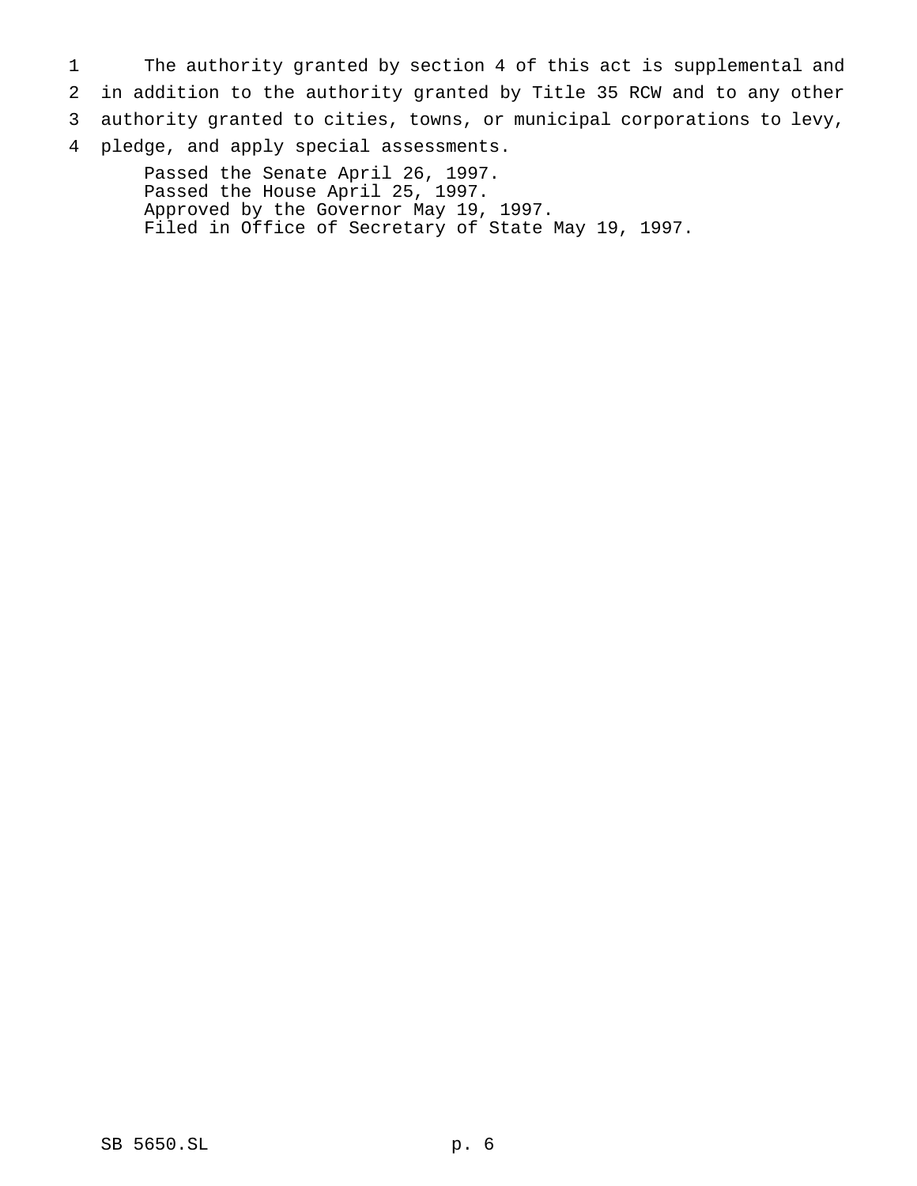The authority granted by section 4 of this act is supplemental and in addition to the authority granted by Title 35 RCW and to any other authority granted to cities, towns, or municipal corporations to levy, pledge, and apply special assessments.

Passed the Senate April 26, 1997.
Passed the House April 25, 1997.
Approved by the Governor May 19, 1997.
Filed in Office of Secretary of State May 19, 1997.